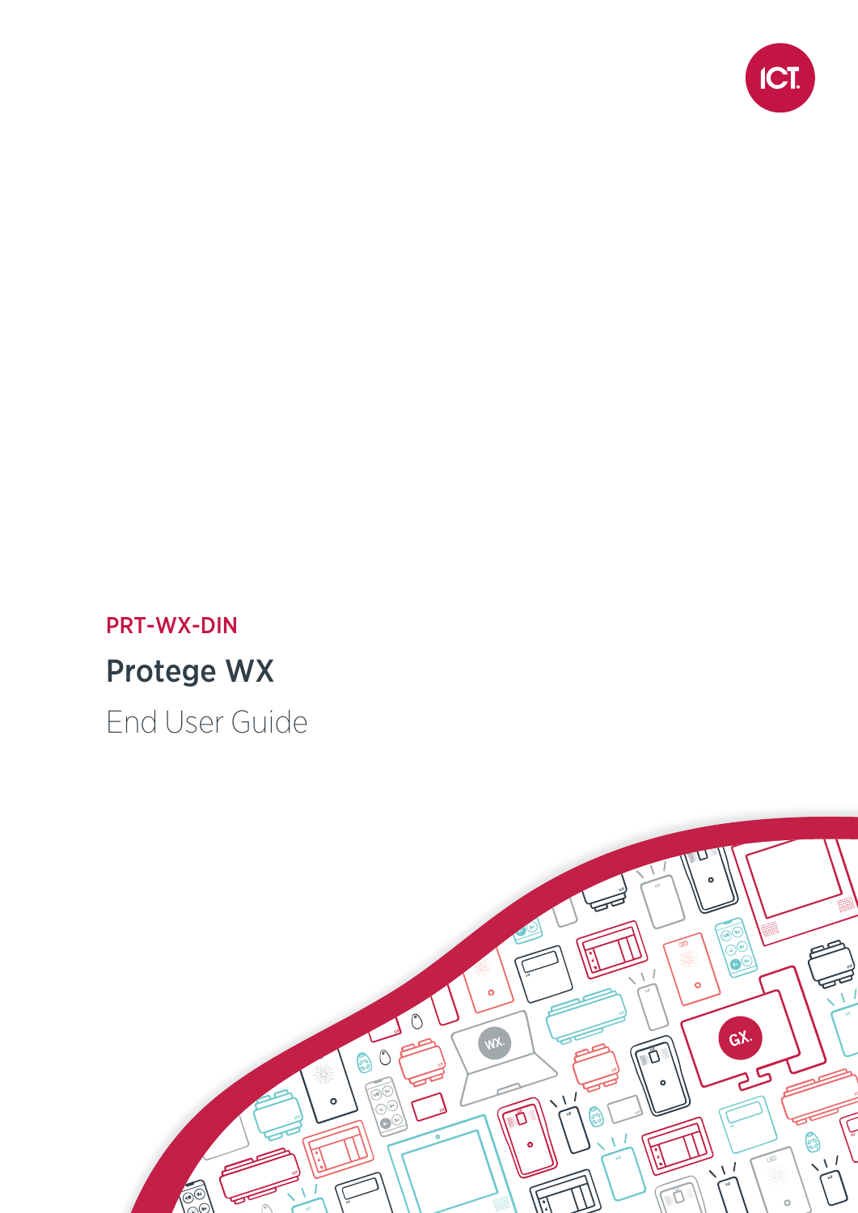PRT-WX-DIN

# Protege WX

End User Guide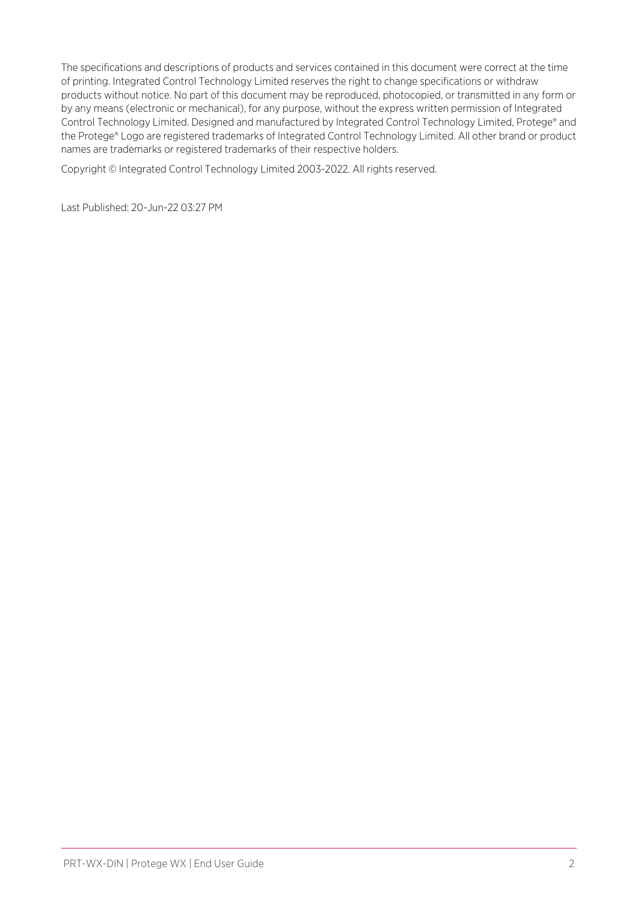The specifications and descriptions of products and services contained in this document were correct at the time of printing. Integrated Control Technology Limited reserves the right to change specifications or withdraw products without notice. No part of this document may be reproduced, photocopied, or transmitted in any form or by any means (electronic or mechanical), for any purpose, without the express written permission of Integrated Control Technology Limited. Designed and manufactured by Integrated Control Technology Limited, Protege® and the Protege® Logo are registered trademarks of Integrated Control Technology Limited. All other brand or product names are trademarks or registered trademarks of their respective holders.

Copyright © Integrated Control Technology Limited 2003-2022. All rights reserved.

Last Published: 20-Jun-22 03:27 PM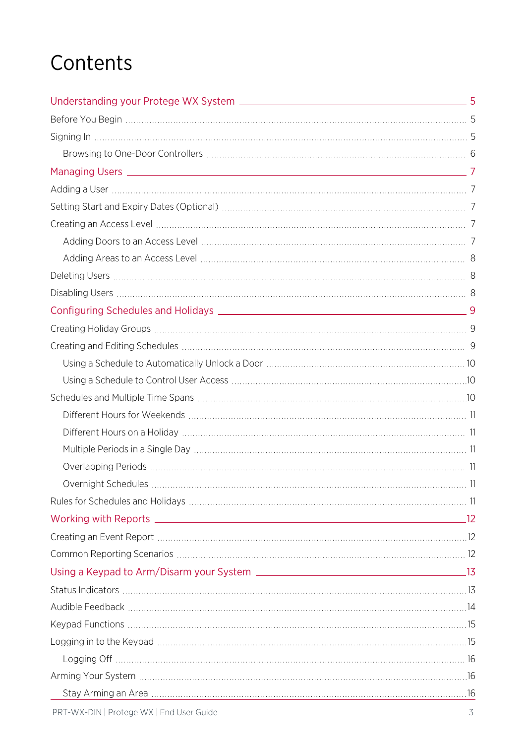# Contents

- [Understanding your Protege WX System](#) — 5
  - Before You Begin — 5
  - Signing In — 5
    - Browsing to One-Door Controllers — 6
- [Managing Users](#) — 7
  - Adding a User — 7
  - Setting Start and Expiry Dates (Optional) — 7
  - Creating an Access Level — 7
    - Adding Doors to an Access Level — 7
    - Adding Areas to an Access Level — 8
  - Deleting Users — 8
  - Disabling Users — 8
- [Configuring Schedules and Holidays](#) — 9
  - Creating Holiday Groups — 9
  - Creating and Editing Schedules — 9
    - Using a Schedule to Automatically Unlock a Door — 10
    - Using a Schedule to Control User Access — 10
  - Schedules and Multiple Time Spans — 10
    - Different Hours for Weekends — 11
    - Different Hours on a Holiday — 11
    - Multiple Periods in a Single Day — 11
    - Overlapping Periods — 11
    - Overnight Schedules — 11
  - Rules for Schedules and Holidays — 11
- [Working with Reports](#) — 12
  - Creating an Event Report — 12
  - Common Reporting Scenarios — 12
- [Using a Keypad to Arm/Disarm your System](#) — 13
  - Status Indicators — 13
  - Audible Feedback — 14
  - Keypad Functions — 15
  - Logging in to the Keypad — 15
    - Logging Off — 16
  - Arming Your System — 16
    - Stay Arming an Area — 16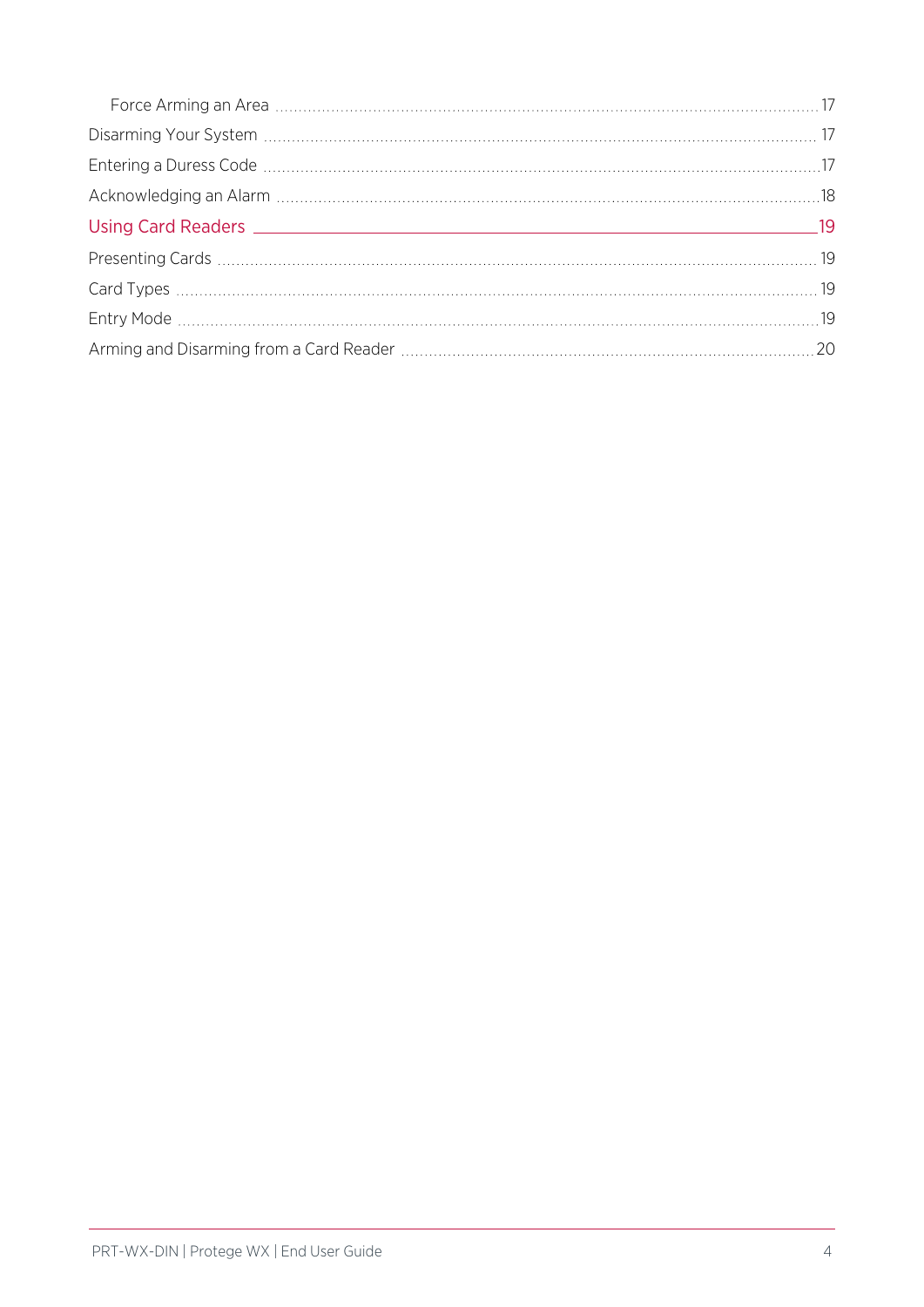Force Arming an Area 17

Disarming Your System 17

Entering a Duress Code 17

Acknowledging an Alarm 18

Using Card Readers 19

Presenting Cards 19

Card Types 19

Entry Mode 19

Arming and Disarming from a Card Reader 20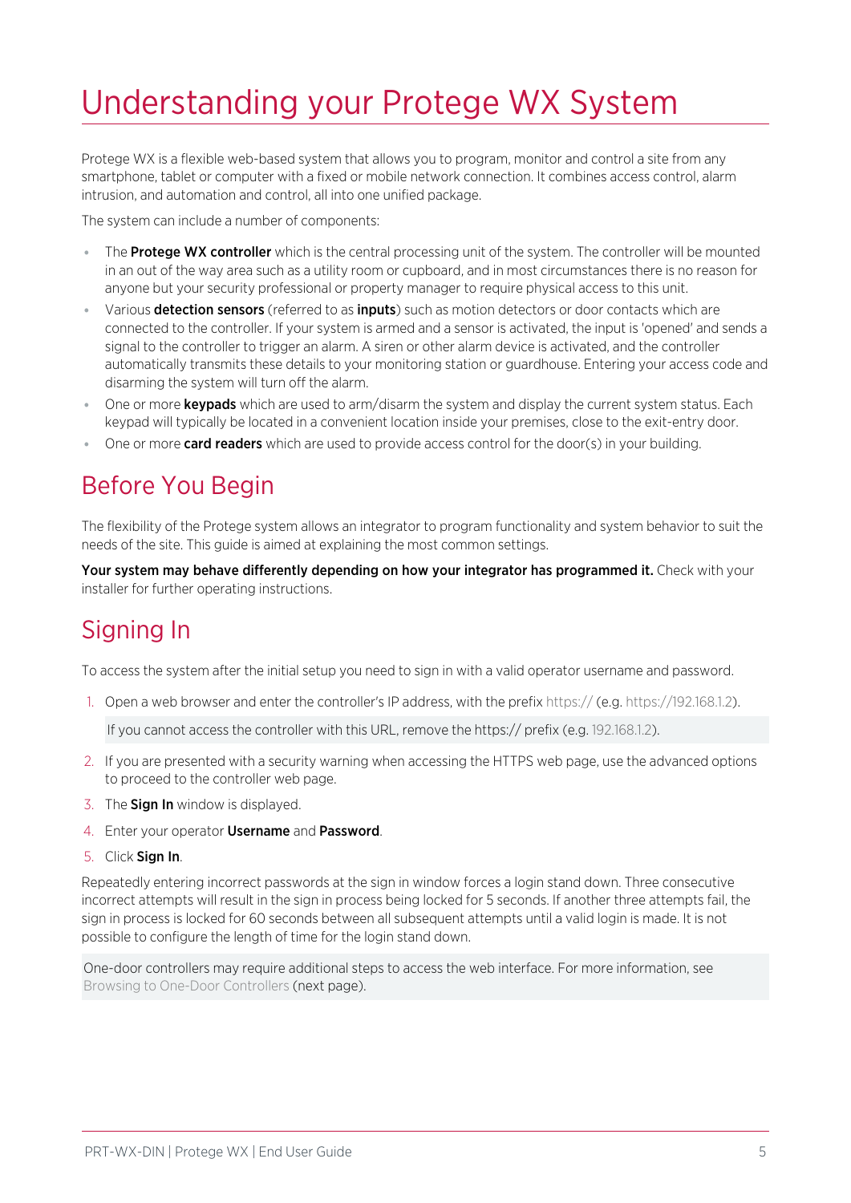# Understanding your Protege WX System

Protege WX is a flexible web-based system that allows you to program, monitor and control a site from any smartphone, tablet or computer with a fixed or mobile network connection. It combines access control, alarm intrusion, and automation and control, all into one unified package.

The system can include a number of components:

- The **Protege WX controller** which is the central processing unit of the system. The controller will be mounted in an out of the way area such as a utility room or cupboard, and in most circumstances there is no reason for anyone but your security professional or property manager to require physical access to this unit.
- Various **detection sensors** (referred to as **inputs**) such as motion detectors or door contacts which are connected to the controller. If your system is armed and a sensor is activated, the input is 'opened' and sends a signal to the controller to trigger an alarm. A siren or other alarm device is activated, and the controller automatically transmits these details to your monitoring station or guardhouse. Entering your access code and disarming the system will turn off the alarm.
- One or more **keypads** which are used to arm/disarm the system and display the current system status. Each keypad will typically be located in a convenient location inside your premises, close to the exit-entry door.
- One or more **card readers** which are used to provide access control for the door(s) in your building.

## Before You Begin

The flexibility of the Protege system allows an integrator to program functionality and system behavior to suit the needs of the site. This guide is aimed at explaining the most common settings.

**Your system may behave differently depending on how your integrator has programmed it.** Check with your installer for further operating instructions.

## Signing In

To access the system after the initial setup you need to sign in with a valid operator username and password.

1. Open a web browser and enter the controller's IP address, with the prefix https:// (e.g. https://192.168.1.2).

   If you cannot access the controller with this URL, remove the https:// prefix (e.g. 192.168.1.2).

2. If you are presented with a security warning when accessing the HTTPS web page, use the advanced options to proceed to the controller web page.
3. The **Sign In** window is displayed.
4. Enter your operator **Username** and **Password**.
5. Click **Sign In**.

Repeatedly entering incorrect passwords at the sign in window forces a login stand down. Three consecutive incorrect attempts will result in the sign in process being locked for 5 seconds. If another three attempts fail, the sign in process is locked for 60 seconds between all subsequent attempts until a valid login is made. It is not possible to configure the length of time for the login stand down.

One-door controllers may require additional steps to access the web interface. For more information, see Browsing to One-Door Controllers (next page).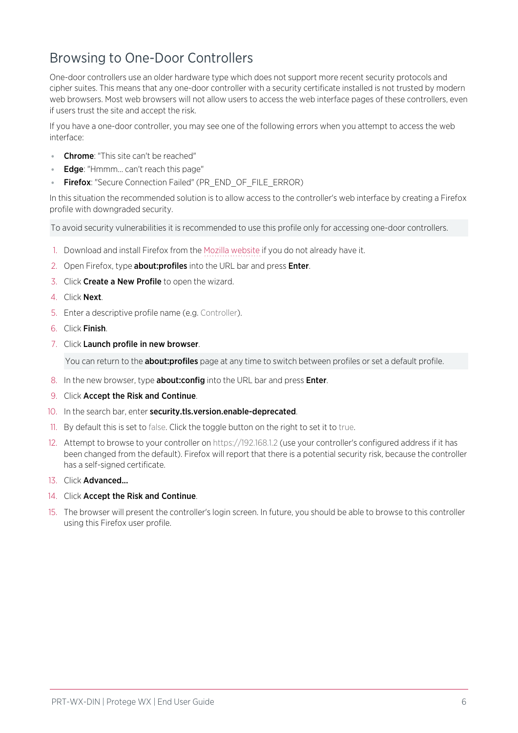## Browsing to One-Door Controllers

One-door controllers use an older hardware type which does not support more recent security protocols and cipher suites. This means that any one-door controller with a security certificate installed is not trusted by modern web browsers. Most web browsers will not allow users to access the web interface pages of these controllers, even if users trust the site and accept the risk.

If you have a one-door controller, you may see one of the following errors when you attempt to access the web interface:

- **Chrome**: "This site can't be reached"
- **Edge**: "Hmmm... can't reach this page"
- **Firefox**: "Secure Connection Failed" (PR_END_OF_FILE_ERROR)

In this situation the recommended solution is to allow access to the controller's web interface by creating a Firefox profile with downgraded security.

To avoid security vulnerabilities it is recommended to use this profile only for accessing one-door controllers.

1. Download and install Firefox from the Mozilla website if you do not already have it.
2. Open Firefox, type **about:profiles** into the URL bar and press **Enter**.
3. Click **Create a New Profile** to open the wizard.
4. Click **Next**.
5. Enter a descriptive profile name (e.g. Controller).
6. Click **Finish**.
7. Click **Launch profile in new browser**.

   You can return to the **about:profiles** page at any time to switch between profiles or set a default profile.

8. In the new browser, type **about:config** into the URL bar and press **Enter**.
9. Click **Accept the Risk and Continue**.
10. In the search bar, enter **security.tls.version.enable-deprecated**.
11. By default this is set to false. Click the toggle button on the right to set it to true.
12. Attempt to browse to your controller on https://192.168.1.2 (use your controller's configured address if it has been changed from the default). Firefox will report that there is a potential security risk, because the controller has a self-signed certificate.
13. Click **Advanced...**
14. Click **Accept the Risk and Continue**.
15. The browser will present the controller's login screen. In future, you should be able to browse to this controller using this Firefox user profile.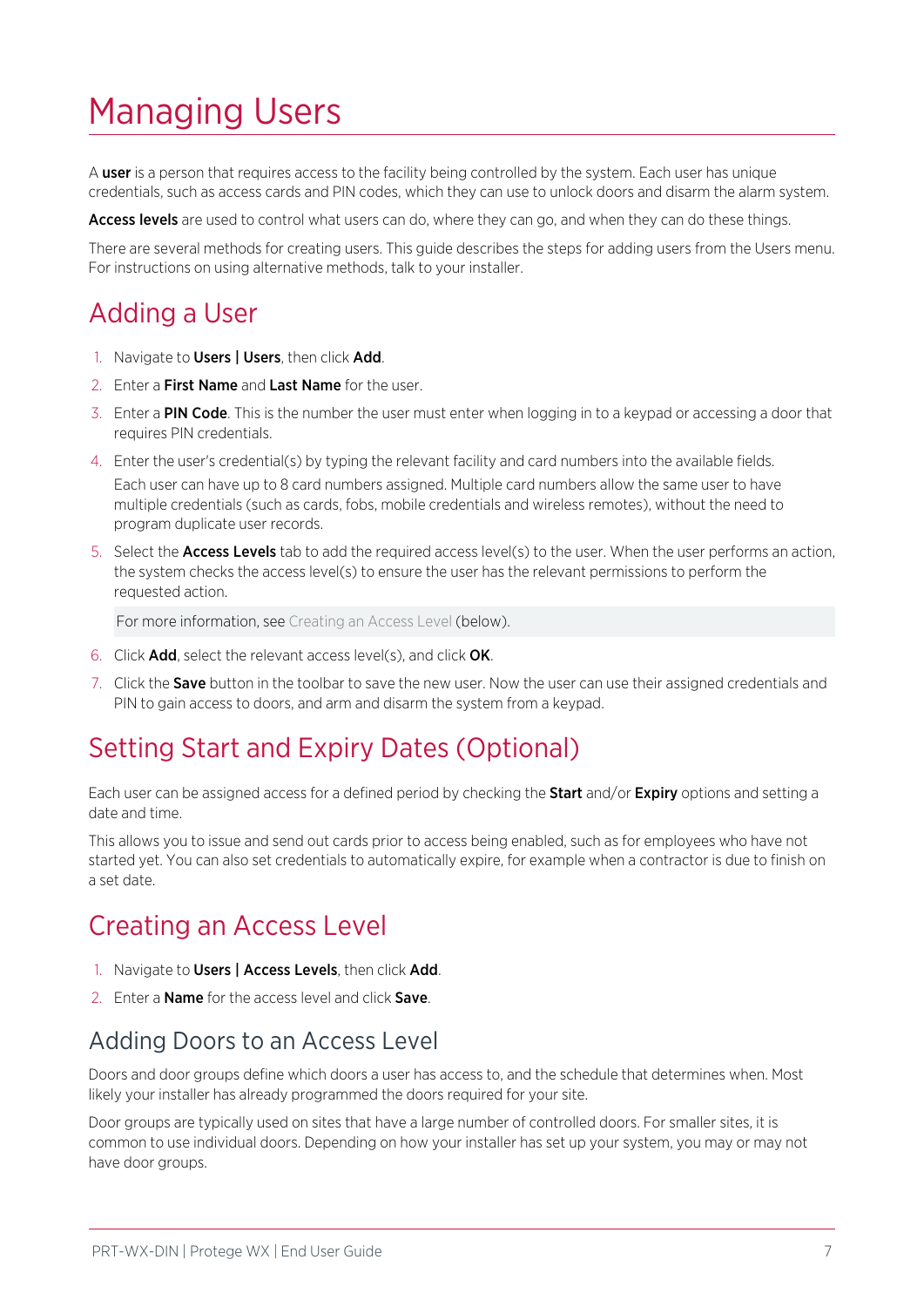# Managing Users

A **user** is a person that requires access to the facility being controlled by the system. Each user has unique credentials, such as access cards and PIN codes, which they can use to unlock doors and disarm the alarm system.

**Access levels** are used to control what users can do, where they can go, and when they can do these things.

There are several methods for creating users. This guide describes the steps for adding users from the Users menu. For instructions on using alternative methods, talk to your installer.

## Adding a User

1. Navigate to **Users | Users**, then click **Add**.
2. Enter a **First Name** and **Last Name** for the user.
3. Enter a **PIN Code**. This is the number the user must enter when logging in to a keypad or accessing a door that requires PIN credentials.
4. Enter the user's credential(s) by typing the relevant facility and card numbers into the available fields.

   Each user can have up to 8 card numbers assigned. Multiple card numbers allow the same user to have multiple credentials (such as cards, fobs, mobile credentials and wireless remotes), without the need to program duplicate user records.
5. Select the **Access Levels** tab to add the required access level(s) to the user. When the user performs an action, the system checks the access level(s) to ensure the user has the relevant permissions to perform the requested action.

   For more information, see Creating an Access Level (below).
6. Click **Add**, select the relevant access level(s), and click **OK**.
7. Click the **Save** button in the toolbar to save the new user. Now the user can use their assigned credentials and PIN to gain access to doors, and arm and disarm the system from a keypad.

## Setting Start and Expiry Dates (Optional)

Each user can be assigned access for a defined period by checking the **Start** and/or **Expiry** options and setting a date and time.

This allows you to issue and send out cards prior to access being enabled, such as for employees who have not started yet. You can also set credentials to automatically expire, for example when a contractor is due to finish on a set date.

## Creating an Access Level

1. Navigate to **Users | Access Levels**, then click **Add**.
2. Enter a **Name** for the access level and click **Save**.

### Adding Doors to an Access Level

Doors and door groups define which doors a user has access to, and the schedule that determines when. Most likely your installer has already programmed the doors required for your site.

Door groups are typically used on sites that have a large number of controlled doors. For smaller sites, it is common to use individual doors. Depending on how your installer has set up your system, you may or may not have door groups.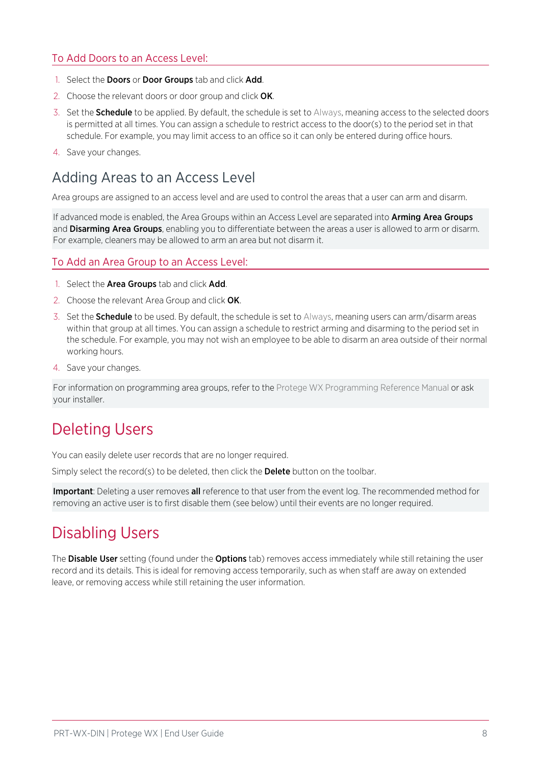### To Add Doors to an Access Level:

1. Select the **Doors** or **Door Groups** tab and click **Add**.
2. Choose the relevant doors or door group and click **OK**.
3. Set the **Schedule** to be applied. By default, the schedule is set to Always, meaning access to the selected doors is permitted at all times. You can assign a schedule to restrict access to the door(s) to the period set in that schedule. For example, you may limit access to an office so it can only be entered during office hours.
4. Save your changes.

## Adding Areas to an Access Level

Area groups are assigned to an access level and are used to control the areas that a user can arm and disarm.

If advanced mode is enabled, the Area Groups within an Access Level are separated into **Arming Area Groups** and **Disarming Area Groups**, enabling you to differentiate between the areas a user is allowed to arm or disarm. For example, cleaners may be allowed to arm an area but not disarm it.

### To Add an Area Group to an Access Level:

1. Select the **Area Groups** tab and click **Add**.
2. Choose the relevant Area Group and click **OK**.
3. Set the **Schedule** to be used. By default, the schedule is set to Always, meaning users can arm/disarm areas within that group at all times. You can assign a schedule to restrict arming and disarming to the period set in the schedule. For example, you may not wish an employee to be able to disarm an area outside of their normal working hours.
4. Save your changes.

For information on programming area groups, refer to the Protege WX Programming Reference Manual or ask your installer.

# Deleting Users

You can easily delete user records that are no longer required.

Simply select the record(s) to be deleted, then click the **Delete** button on the toolbar.

**Important**: Deleting a user removes **all** reference to that user from the event log. The recommended method for removing an active user is to first disable them (see below) until their events are no longer required.

# Disabling Users

The **Disable User** setting (found under the **Options** tab) removes access immediately while still retaining the user record and its details. This is ideal for removing access temporarily, such as when staff are away on extended leave, or removing access while still retaining the user information.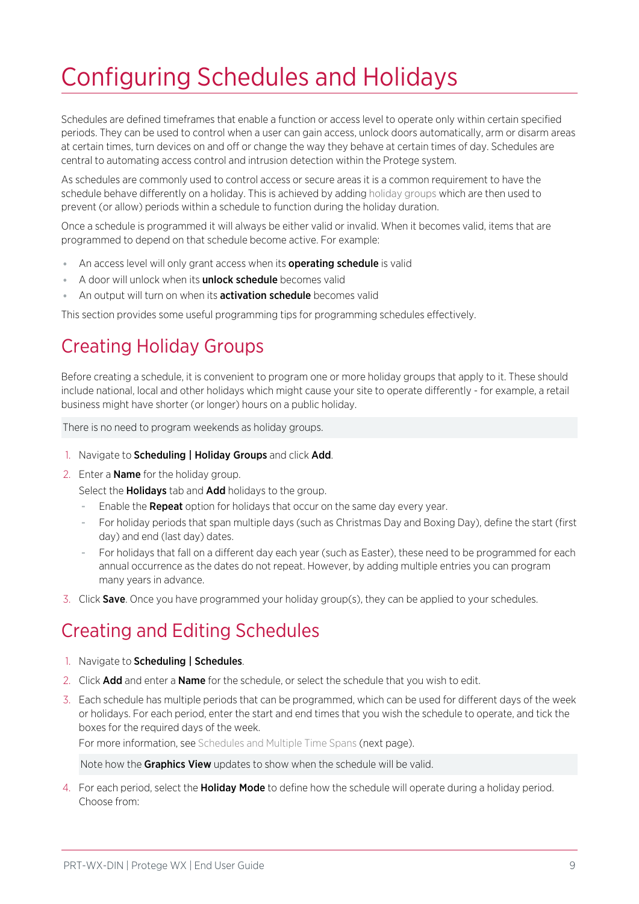# Configuring Schedules and Holidays

Schedules are defined timeframes that enable a function or access level to operate only within certain specified periods. They can be used to control when a user can gain access, unlock doors automatically, arm or disarm areas at certain times, turn devices on and off or change the way they behave at certain times of day. Schedules are central to automating access control and intrusion detection within the Protege system.

As schedules are commonly used to control access or secure areas it is a common requirement to have the schedule behave differently on a holiday. This is achieved by adding holiday groups which are then used to prevent (or allow) periods within a schedule to function during the holiday duration.

Once a schedule is programmed it will always be either valid or invalid. When it becomes valid, items that are programmed to depend on that schedule become active. For example:

- An access level will only grant access when its **operating schedule** is valid
- A door will unlock when its **unlock schedule** becomes valid
- An output will turn on when its **activation schedule** becomes valid

This section provides some useful programming tips for programming schedules effectively.

## Creating Holiday Groups

Before creating a schedule, it is convenient to program one or more holiday groups that apply to it. These should include national, local and other holidays which might cause your site to operate differently - for example, a retail business might have shorter (or longer) hours on a public holiday.

> There is no need to program weekends as holiday groups.

1. Navigate to **Scheduling | Holiday Groups** and click **Add**.
2. Enter a **Name** for the holiday group.

   Select the **Holidays** tab and **Add** holidays to the group.

   - Enable the **Repeat** option for holidays that occur on the same day every year.
   - For holiday periods that span multiple days (such as Christmas Day and Boxing Day), define the start (first day) and end (last day) dates.
   - For holidays that fall on a different day each year (such as Easter), these need to be programmed for each annual occurrence as the dates do not repeat. However, by adding multiple entries you can program many years in advance.
3. Click **Save**. Once you have programmed your holiday group(s), they can be applied to your schedules.

## Creating and Editing Schedules

1. Navigate to **Scheduling | Schedules**.
2. Click **Add** and enter a **Name** for the schedule, or select the schedule that you wish to edit.
3. Each schedule has multiple periods that can be programmed, which can be used for different days of the week or holidays. For each period, enter the start and end times that you wish the schedule to operate, and tick the boxes for the required days of the week.

   For more information, see Schedules and Multiple Time Spans (next page).

   > Note how the **Graphics View** updates to show when the schedule will be valid.
4. For each period, select the **Holiday Mode** to define how the schedule will operate during a holiday period. Choose from: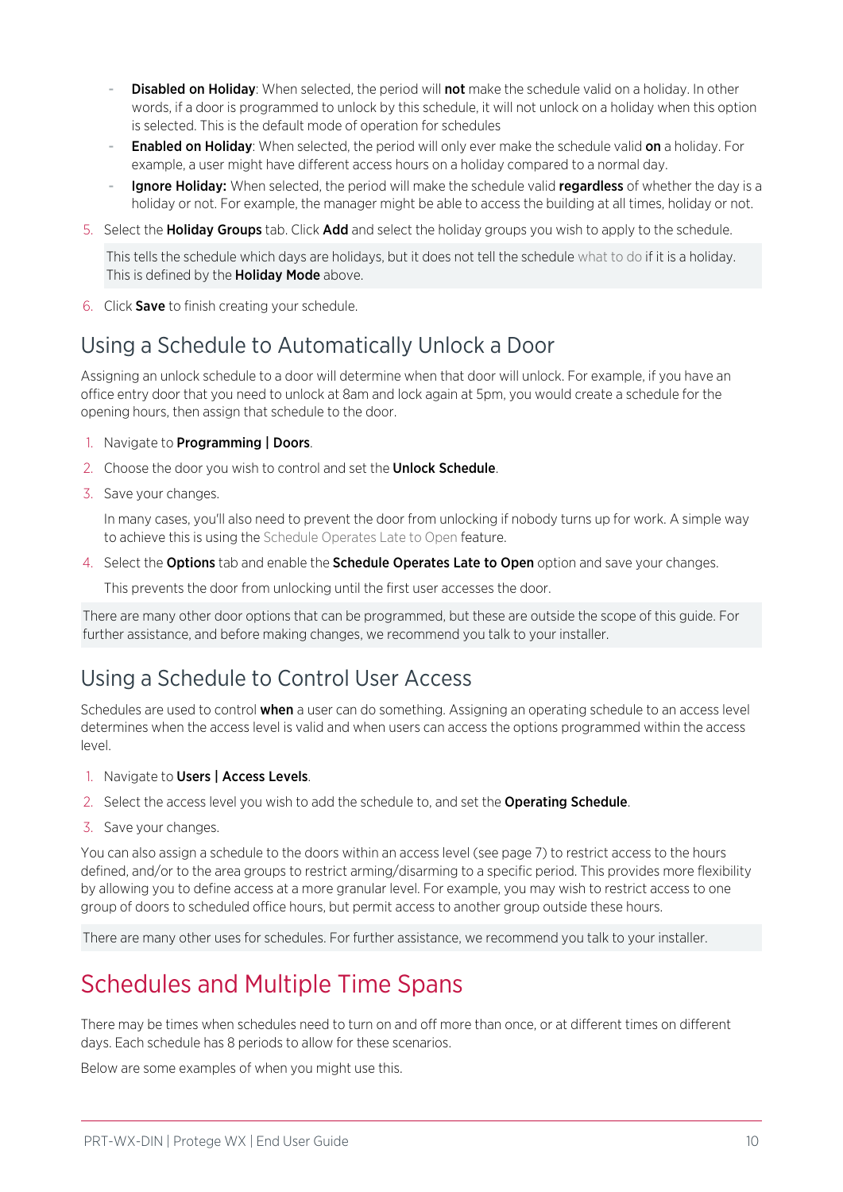- **Disabled on Holiday**: When selected, the period will **not** make the schedule valid on a holiday. In other words, if a door is programmed to unlock by this schedule, it will not unlock on a holiday when this option is selected. This is the default mode of operation for schedules
- **Enabled on Holiday**: When selected, the period will only ever make the schedule valid **on** a holiday. For example, a user might have different access hours on a holiday compared to a normal day.
- **Ignore Holiday:** When selected, the period will make the schedule valid **regardless** of whether the day is a holiday or not. For example, the manager might be able to access the building at all times, holiday or not.

5. Select the **Holiday Groups** tab. Click **Add** and select the holiday groups you wish to apply to the schedule.

   This tells the schedule which days are holidays, but it does not tell the schedule what to do if it is a holiday. This is defined by the **Holiday Mode** above.

6. Click **Save** to finish creating your schedule.

## Using a Schedule to Automatically Unlock a Door

Assigning an unlock schedule to a door will determine when that door will unlock. For example, if you have an office entry door that you need to unlock at 8am and lock again at 5pm, you would create a schedule for the opening hours, then assign that schedule to the door.

1. Navigate to **Programming | Doors**.
2. Choose the door you wish to control and set the **Unlock Schedule**.
3. Save your changes.

   In many cases, you'll also need to prevent the door from unlocking if nobody turns up for work. A simple way to achieve this is using the Schedule Operates Late to Open feature.

4. Select the **Options** tab and enable the **Schedule Operates Late to Open** option and save your changes.

   This prevents the door from unlocking until the first user accesses the door.

There are many other door options that can be programmed, but these are outside the scope of this guide. For further assistance, and before making changes, we recommend you talk to your installer.

## Using a Schedule to Control User Access

Schedules are used to control **when** a user can do something. Assigning an operating schedule to an access level determines when the access level is valid and when users can access the options programmed within the access level.

1. Navigate to **Users | Access Levels**.
2. Select the access level you wish to add the schedule to, and set the **Operating Schedule**.
3. Save your changes.

You can also assign a schedule to the doors within an access level (see page 7) to restrict access to the hours defined, and/or to the area groups to restrict arming/disarming to a specific period. This provides more flexibility by allowing you to define access at a more granular level. For example, you may wish to restrict access to one group of doors to scheduled office hours, but permit access to another group outside these hours.

There are many other uses for schedules. For further assistance, we recommend you talk to your installer.

# Schedules and Multiple Time Spans

There may be times when schedules need to turn on and off more than once, or at different times on different days. Each schedule has 8 periods to allow for these scenarios.

Below are some examples of when you might use this.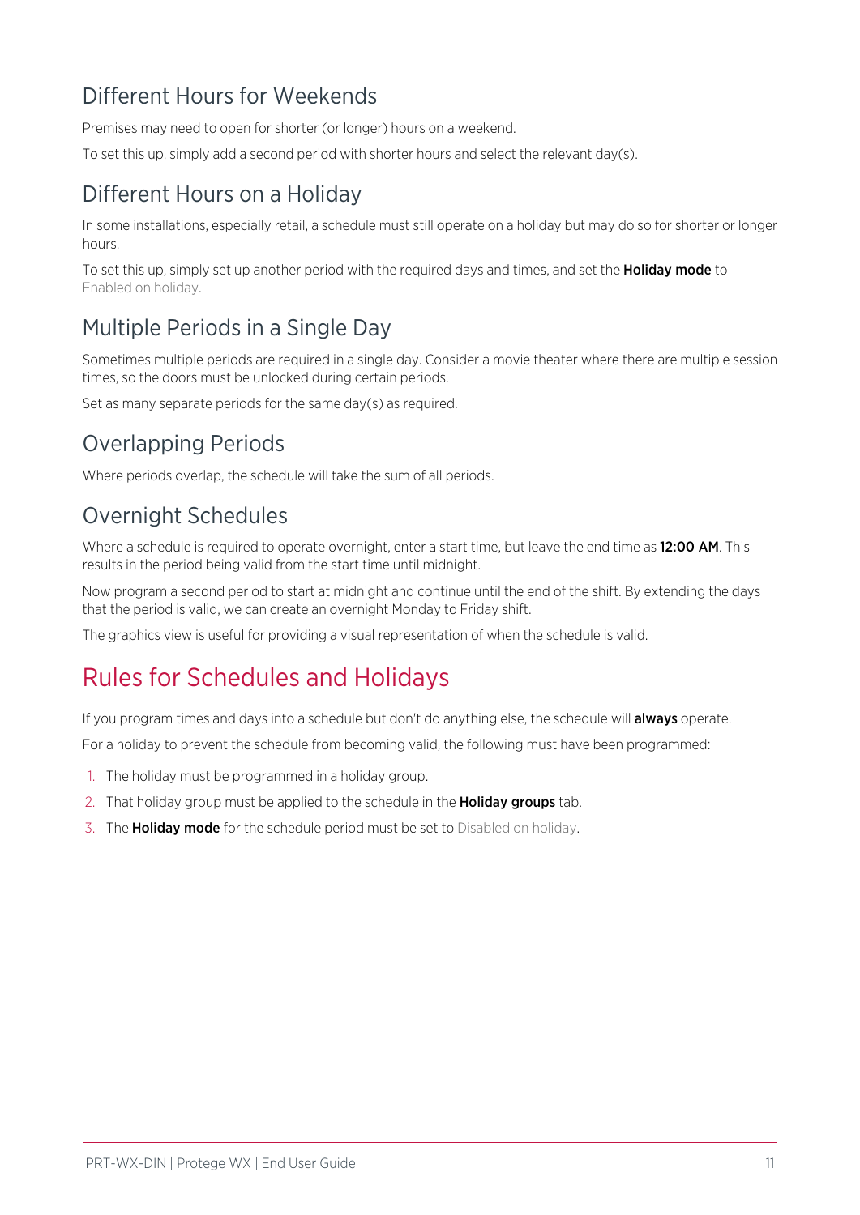## Different Hours for Weekends

Premises may need to open for shorter (or longer) hours on a weekend.

To set this up, simply add a second period with shorter hours and select the relevant day(s).

## Different Hours on a Holiday

In some installations, especially retail, a schedule must still operate on a holiday but may do so for shorter or longer hours.

To set this up, simply set up another period with the required days and times, and set the **Holiday mode** to Enabled on holiday.

## Multiple Periods in a Single Day

Sometimes multiple periods are required in a single day. Consider a movie theater where there are multiple session times, so the doors must be unlocked during certain periods.

Set as many separate periods for the same day(s) as required.

## Overlapping Periods

Where periods overlap, the schedule will take the sum of all periods.

## Overnight Schedules

Where a schedule is required to operate overnight, enter a start time, but leave the end time as **12:00 AM**. This results in the period being valid from the start time until midnight.

Now program a second period to start at midnight and continue until the end of the shift. By extending the days that the period is valid, we can create an overnight Monday to Friday shift.

The graphics view is useful for providing a visual representation of when the schedule is valid.

# Rules for Schedules and Holidays

If you program times and days into a schedule but don't do anything else, the schedule will **always** operate.

For a holiday to prevent the schedule from becoming valid, the following must have been programmed:

1. The holiday must be programmed in a holiday group.
2. That holiday group must be applied to the schedule in the **Holiday groups** tab.
3. The **Holiday mode** for the schedule period must be set to Disabled on holiday.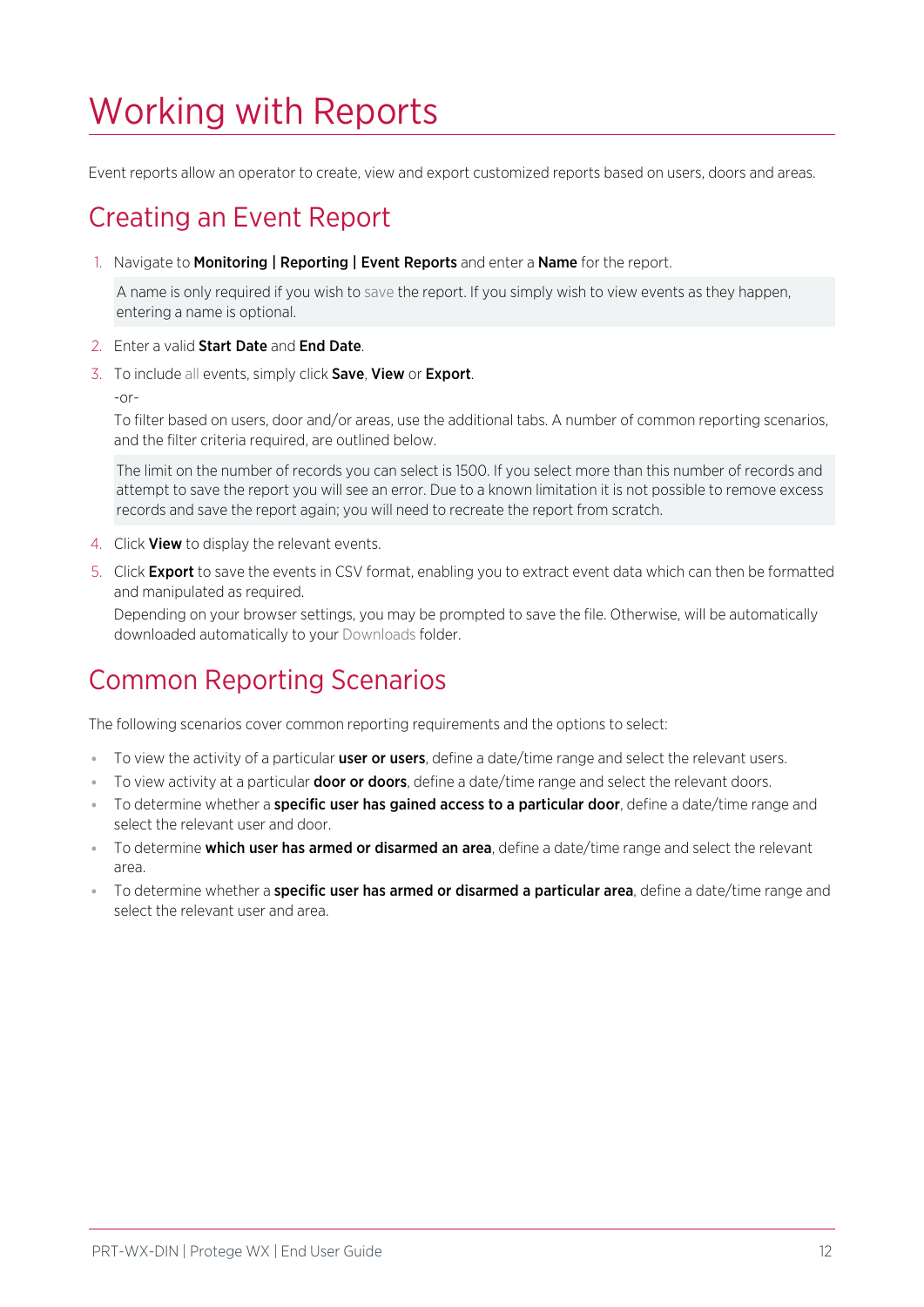# Working with Reports

Event reports allow an operator to create, view and export customized reports based on users, doors and areas.

## Creating an Event Report

1. Navigate to **Monitoring | Reporting | Event Reports** and enter a **Name** for the report.

   A name is only required if you wish to save the report. If you simply wish to view events as they happen, entering a name is optional.

2. Enter a valid **Start Date** and **End Date**.
3. To include all events, simply click **Save**, **View** or **Export**.

   -or-

   To filter based on users, door and/or areas, use the additional tabs. A number of common reporting scenarios, and the filter criteria required, are outlined below.

   The limit on the number of records you can select is 1500. If you select more than this number of records and attempt to save the report you will see an error. Due to a known limitation it is not possible to remove excess records and save the report again; you will need to recreate the report from scratch.

4. Click **View** to display the relevant events.
5. Click **Export** to save the events in CSV format, enabling you to extract event data which can then be formatted and manipulated as required.

   Depending on your browser settings, you may be prompted to save the file. Otherwise, will be automatically downloaded automatically to your Downloads folder.

## Common Reporting Scenarios

The following scenarios cover common reporting requirements and the options to select:

- To view the activity of a particular **user or users**, define a date/time range and select the relevant users.
- To view activity at a particular **door or doors**, define a date/time range and select the relevant doors.
- To determine whether a **specific user has gained access to a particular door**, define a date/time range and select the relevant user and door.
- To determine **which user has armed or disarmed an area**, define a date/time range and select the relevant area.
- To determine whether a **specific user has armed or disarmed a particular area**, define a date/time range and select the relevant user and area.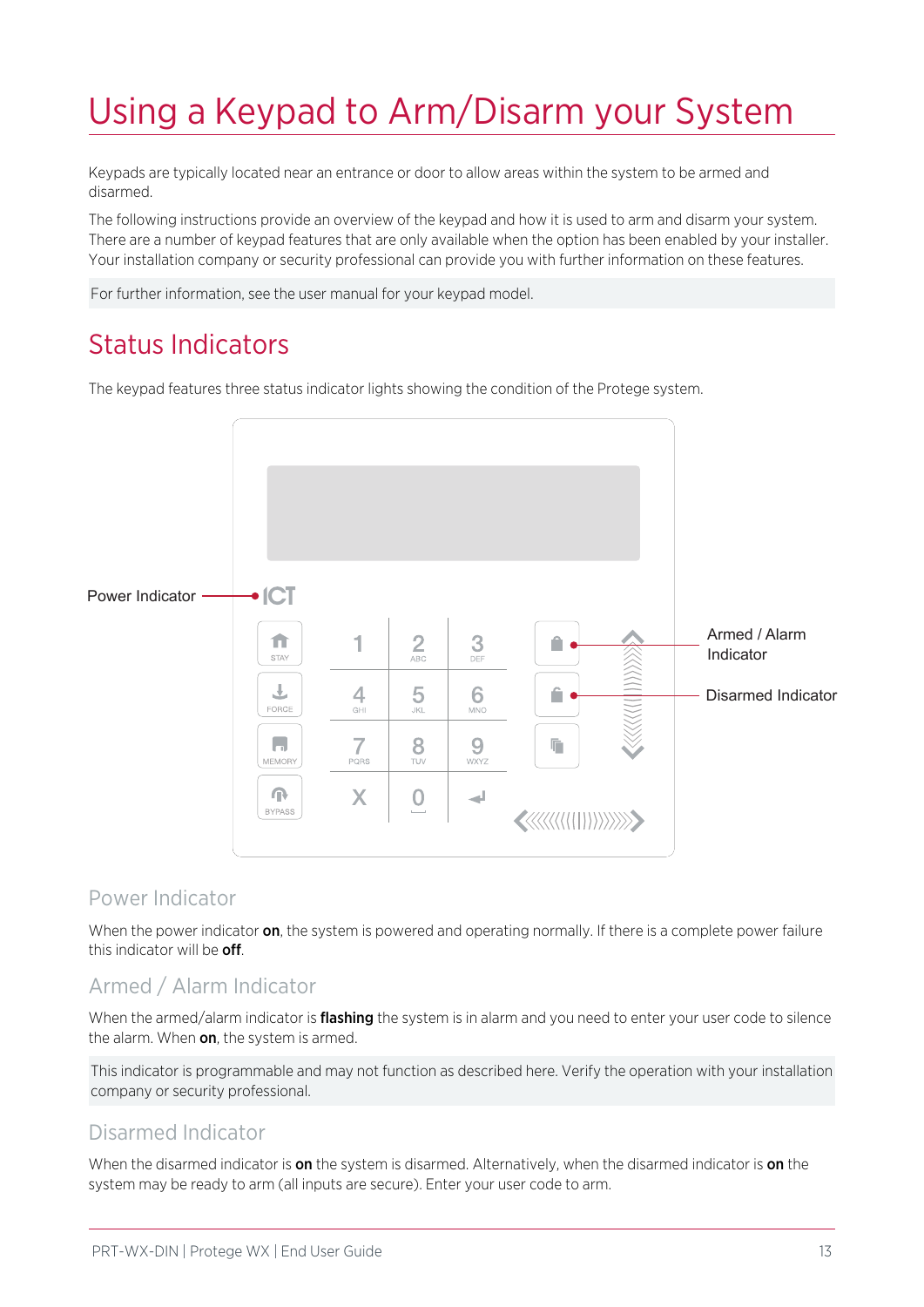# Using a Keypad to Arm/Disarm your System

Keypads are typically located near an entrance or door to allow areas within the system to be armed and disarmed.

The following instructions provide an overview of the keypad and how it is used to arm and disarm your system. There are a number of keypad features that are only available when the option has been enabled by your installer. Your installation company or security professional can provide you with further information on these features.

For further information, see the user manual for your keypad model.

## Status Indicators

The keypad features three status indicator lights showing the condition of the Protege system.

### Power Indicator

When the power indicator **on**, the system is powered and operating normally. If there is a complete power failure this indicator will be **off**.

### Armed / Alarm Indicator

When the armed/alarm indicator is **flashing** the system is in alarm and you need to enter your user code to silence the alarm. When **on**, the system is armed.

This indicator is programmable and may not function as described here. Verify the operation with your installation company or security professional.

### Disarmed Indicator

When the disarmed indicator is **on** the system is disarmed. Alternatively, when the disarmed indicator is **on** the system may be ready to arm (all inputs are secure). Enter your user code to arm.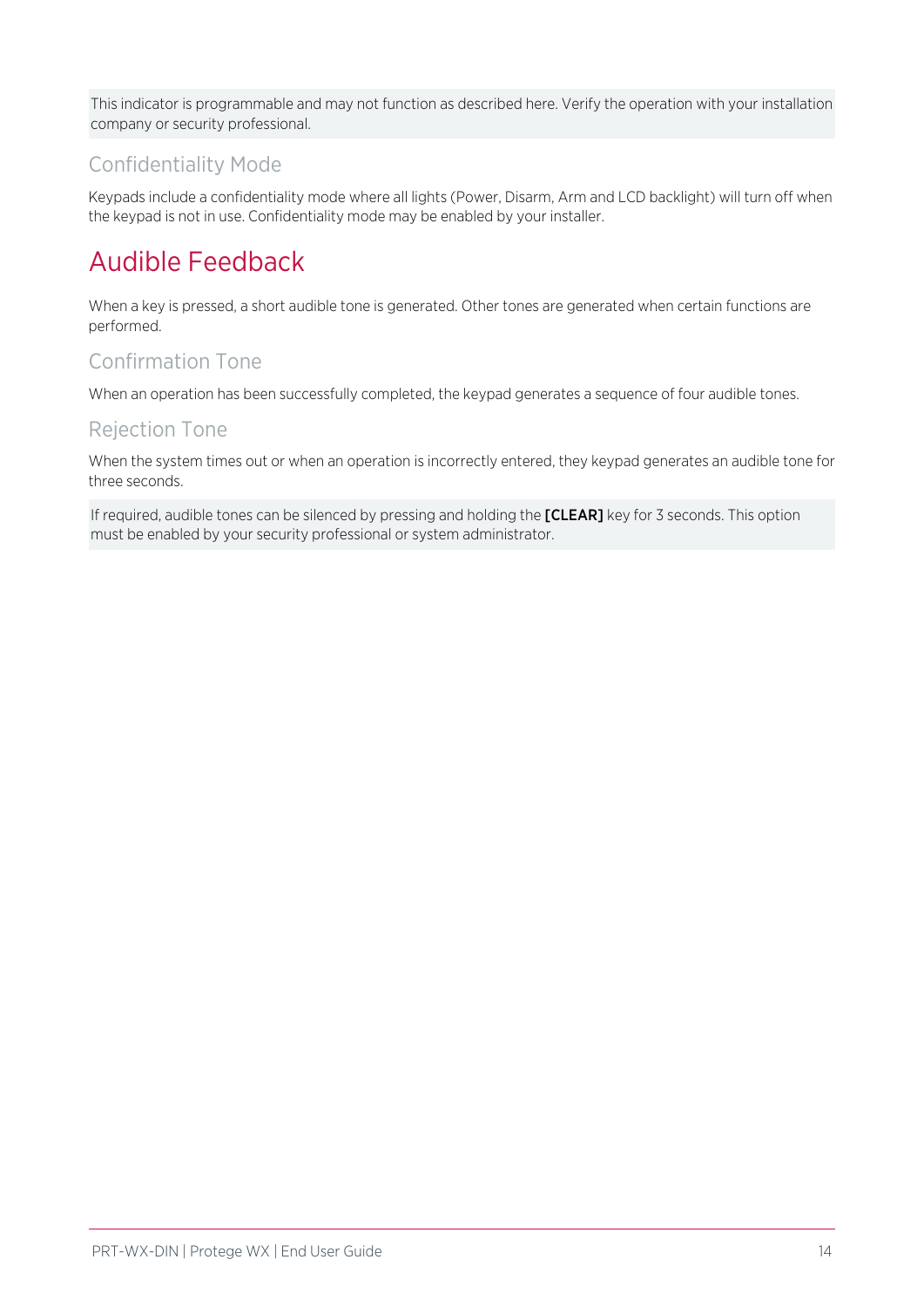> This indicator is programmable and may not function as described here. Verify the operation with your installation company or security professional.

### Confidentiality Mode

Keypads include a confidentiality mode where all lights (Power, Disarm, Arm and LCD backlight) will turn off when the keypad is not in use. Confidentiality mode may be enabled by your installer.

## Audible Feedback

When a key is pressed, a short audible tone is generated. Other tones are generated when certain functions are performed.

### Confirmation Tone

When an operation has been successfully completed, the keypad generates a sequence of four audible tones.

### Rejection Tone

When the system times out or when an operation is incorrectly entered, they keypad generates an audible tone for three seconds.

> If required, audible tones can be silenced by pressing and holding the **[CLEAR]** key for 3 seconds. This option must be enabled by your security professional or system administrator.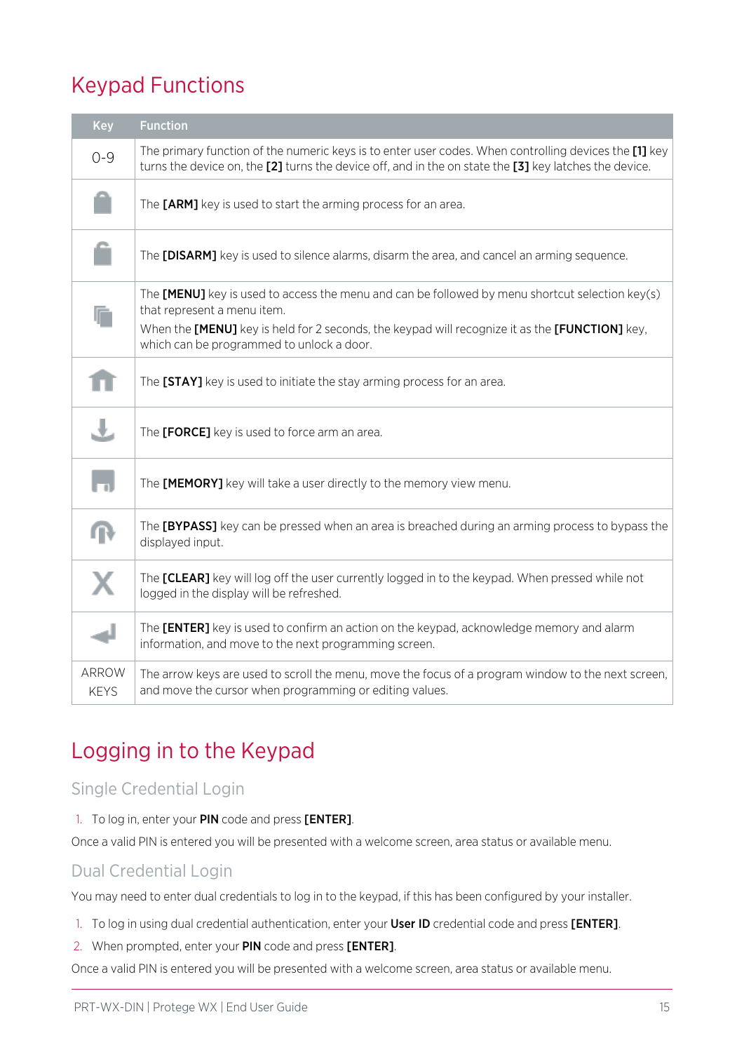# Keypad Functions

| Key | Function |
|---|---|
| 0-9 | The primary function of the numeric keys is to enter user codes. When controlling devices the **[1]** key turns the device on, the **[2]** turns the device off, and in the on state the **[3]** key latches the device. |
| | The **[ARM]** key is used to start the arming process for an area. |
| | The **[DISARM]** key is used to silence alarms, disarm the area, and cancel an arming sequence. |
| | The **[MENU]** key is used to access the menu and can be followed by menu shortcut selection key(s) that represent a menu item.<br>When the **[MENU]** key is held for 2 seconds, the keypad will recognize it as the **[FUNCTION]** key, which can be programmed to unlock a door. |
| | The **[STAY]** key is used to initiate the stay arming process for an area. |
| | The **[FORCE]** key is used to force arm an area. |
| | The **[MEMORY]** key will take a user directly to the memory view menu. |
| | The **[BYPASS]** key can be pressed when an area is breached during an arming process to bypass the displayed input. |
| | The **[CLEAR]** key will log off the user currently logged in to the keypad. When pressed while not logged in the display will be refreshed. |
| | The **[ENTER]** key is used to confirm an action on the keypad, acknowledge memory and alarm information, and move to the next programming screen. |
| ARROW KEYS | The arrow keys are used to scroll the menu, move the focus of a program window to the next screen, and move the cursor when programming or editing values. |

# Logging in to the Keypad

## Single Credential Login

1. To log in, enter your **PIN** code and press **[ENTER]**.

Once a valid PIN is entered you will be presented with a welcome screen, area status or available menu.

## Dual Credential Login

You may need to enter dual credentials to log in to the keypad, if this has been configured by your installer.

1. To log in using dual credential authentication, enter your **User ID** credential code and press **[ENTER]**.
2. When prompted, enter your **PIN** code and press **[ENTER]**.

Once a valid PIN is entered you will be presented with a welcome screen, area status or available menu.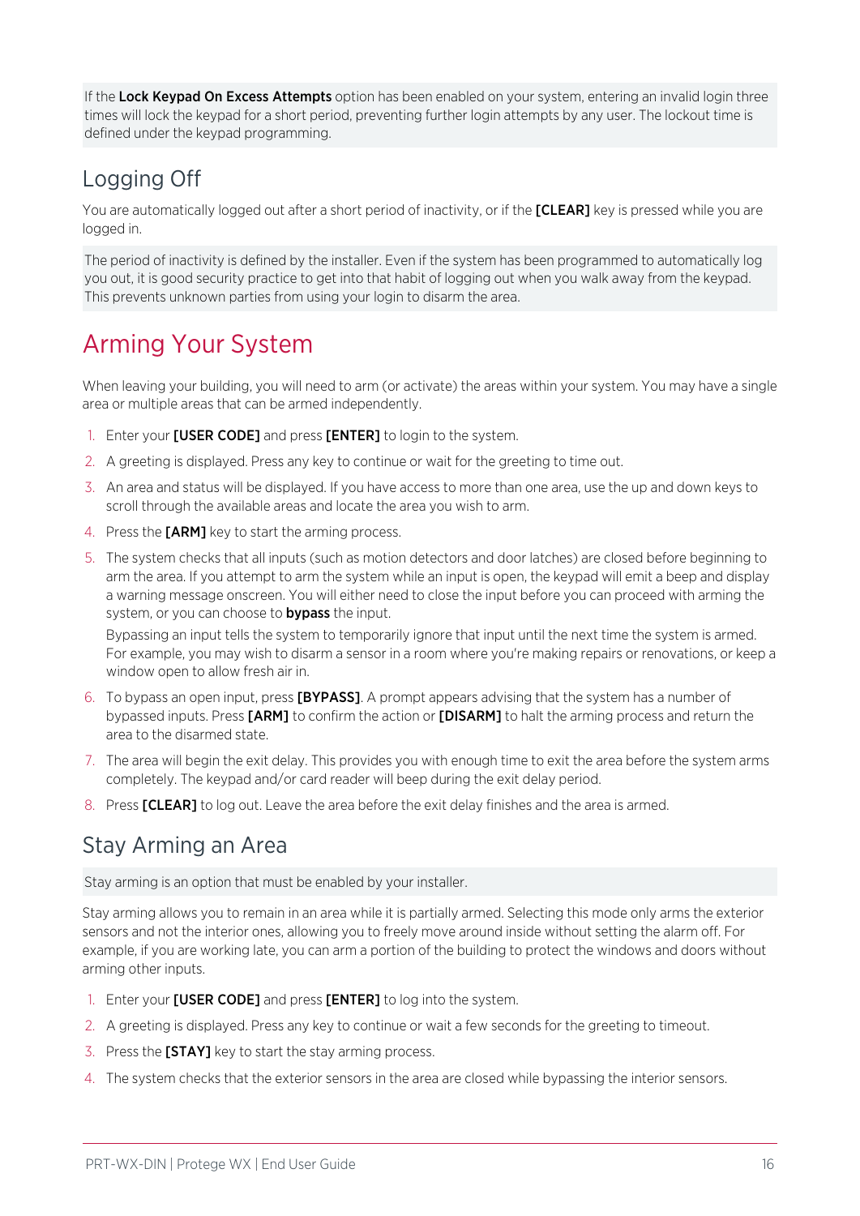If the **Lock Keypad On Excess Attempts** option has been enabled on your system, entering an invalid login three times will lock the keypad for a short period, preventing further login attempts by any user. The lockout time is defined under the keypad programming.

## Logging Off

You are automatically logged out after a short period of inactivity, or if the **[CLEAR]** key is pressed while you are logged in.

The period of inactivity is defined by the installer. Even if the system has been programmed to automatically log you out, it is good security practice to get into that habit of logging out when you walk away from the keypad. This prevents unknown parties from using your login to disarm the area.

# Arming Your System

When leaving your building, you will need to arm (or activate) the areas within your system. You may have a single area or multiple areas that can be armed independently.

1. Enter your **[USER CODE]** and press **[ENTER]** to login to the system.
2. A greeting is displayed. Press any key to continue or wait for the greeting to time out.
3. An area and status will be displayed. If you have access to more than one area, use the up and down keys to scroll through the available areas and locate the area you wish to arm.
4. Press the **[ARM]** key to start the arming process.
5. The system checks that all inputs (such as motion detectors and door latches) are closed before beginning to arm the area. If you attempt to arm the system while an input is open, the keypad will emit a beep and display a warning message onscreen. You will either need to close the input before you can proceed with arming the system, or you can choose to **bypass** the input.

   Bypassing an input tells the system to temporarily ignore that input until the next time the system is armed. For example, you may wish to disarm a sensor in a room where you're making repairs or renovations, or keep a window open to allow fresh air in.
6. To bypass an open input, press **[BYPASS]**. A prompt appears advising that the system has a number of bypassed inputs. Press **[ARM]** to confirm the action or **[DISARM]** to halt the arming process and return the area to the disarmed state.
7. The area will begin the exit delay. This provides you with enough time to exit the area before the system arms completely. The keypad and/or card reader will beep during the exit delay period.
8. Press **[CLEAR]** to log out. Leave the area before the exit delay finishes and the area is armed.

## Stay Arming an Area

Stay arming is an option that must be enabled by your installer.

Stay arming allows you to remain in an area while it is partially armed. Selecting this mode only arms the exterior sensors and not the interior ones, allowing you to freely move around inside without setting the alarm off. For example, if you are working late, you can arm a portion of the building to protect the windows and doors without arming other inputs.

1. Enter your **[USER CODE]** and press **[ENTER]** to log into the system.
2. A greeting is displayed. Press any key to continue or wait a few seconds for the greeting to timeout.
3. Press the **[STAY]** key to start the stay arming process.
4. The system checks that the exterior sensors in the area are closed while bypassing the interior sensors.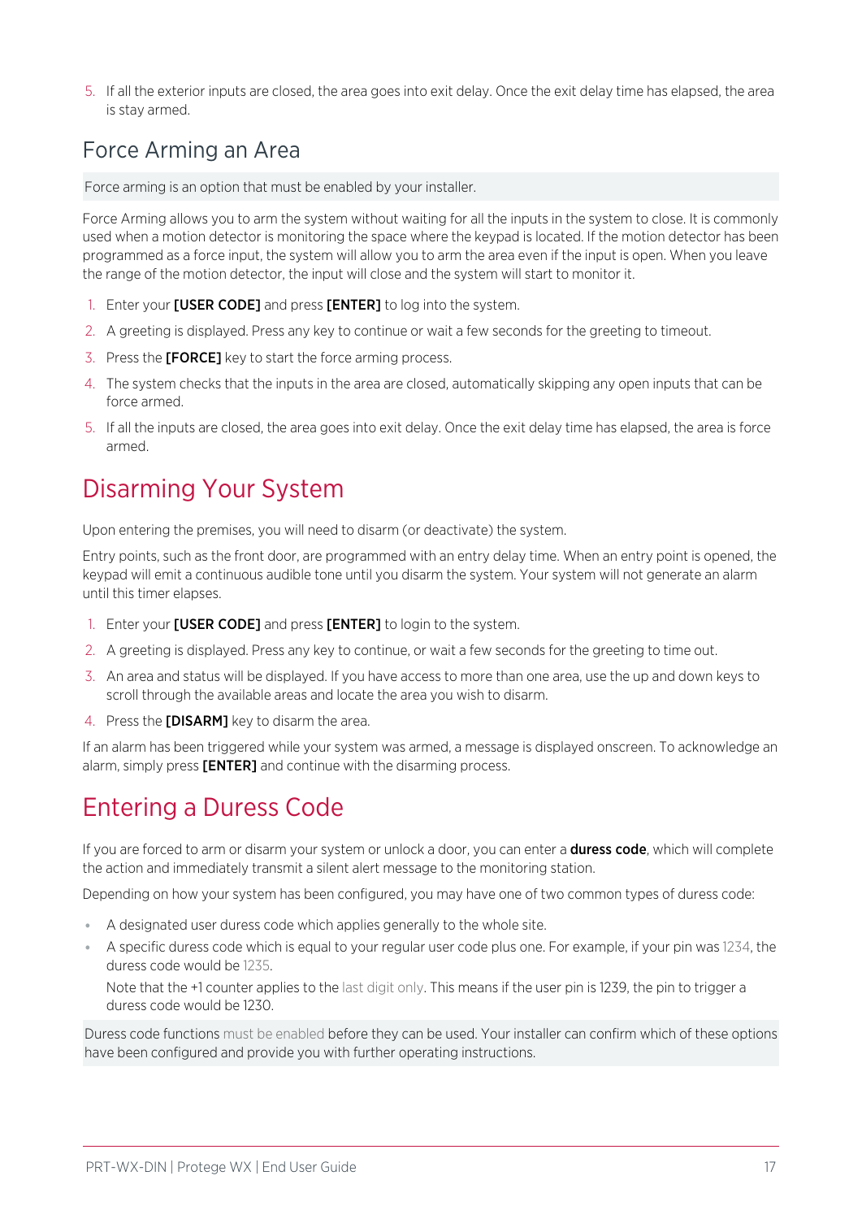5. If all the exterior inputs are closed, the area goes into exit delay. Once the exit delay time has elapsed, the area is stay armed.

## Force Arming an Area

Force arming is an option that must be enabled by your installer.

Force Arming allows you to arm the system without waiting for all the inputs in the system to close. It is commonly used when a motion detector is monitoring the space where the keypad is located. If the motion detector has been programmed as a force input, the system will allow you to arm the area even if the input is open. When you leave the range of the motion detector, the input will close and the system will start to monitor it.

1. Enter your **[USER CODE]** and press **[ENTER]** to log into the system.
2. A greeting is displayed. Press any key to continue or wait a few seconds for the greeting to timeout.
3. Press the **[FORCE]** key to start the force arming process.
4. The system checks that the inputs in the area are closed, automatically skipping any open inputs that can be force armed.
5. If all the inputs are closed, the area goes into exit delay. Once the exit delay time has elapsed, the area is force armed.

# Disarming Your System

Upon entering the premises, you will need to disarm (or deactivate) the system.

Entry points, such as the front door, are programmed with an entry delay time. When an entry point is opened, the keypad will emit a continuous audible tone until you disarm the system. Your system will not generate an alarm until this timer elapses.

1. Enter your **[USER CODE]** and press **[ENTER]** to login to the system.
2. A greeting is displayed. Press any key to continue, or wait a few seconds for the greeting to time out.
3. An area and status will be displayed. If you have access to more than one area, use the up and down keys to scroll through the available areas and locate the area you wish to disarm.
4. Press the **[DISARM]** key to disarm the area.

If an alarm has been triggered while your system was armed, a message is displayed onscreen. To acknowledge an alarm, simply press **[ENTER]** and continue with the disarming process.

# Entering a Duress Code

If you are forced to arm or disarm your system or unlock a door, you can enter a **duress code**, which will complete the action and immediately transmit a silent alert message to the monitoring station.

Depending on how your system has been configured, you may have one of two common types of duress code:

- A designated user duress code which applies generally to the whole site.
- A specific duress code which is equal to your regular user code plus one. For example, if your pin was 1234, the duress code would be 1235.

  Note that the +1 counter applies to the last digit only. This means if the user pin is 1239, the pin to trigger a duress code would be 1230.

Duress code functions must be enabled before they can be used. Your installer can confirm which of these options have been configured and provide you with further operating instructions.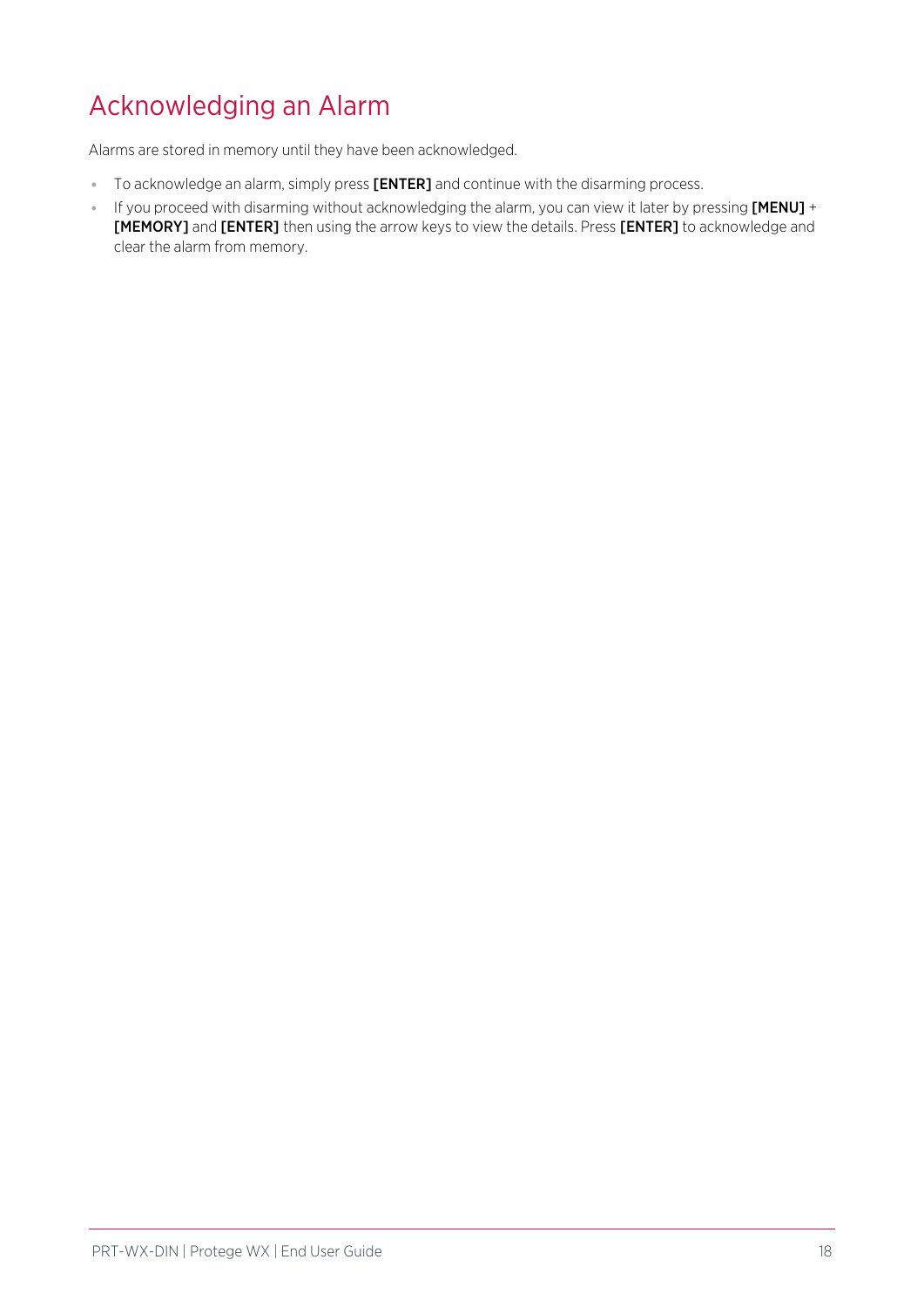# Acknowledging an Alarm

Alarms are stored in memory until they have been acknowledged.

- To acknowledge an alarm, simply press **[ENTER]** and continue with the disarming process.
- If you proceed with disarming without acknowledging the alarm, you can view it later by pressing **[MENU]** + **[MEMORY]** and **[ENTER]** then using the arrow keys to view the details. Press **[ENTER]** to acknowledge and clear the alarm from memory.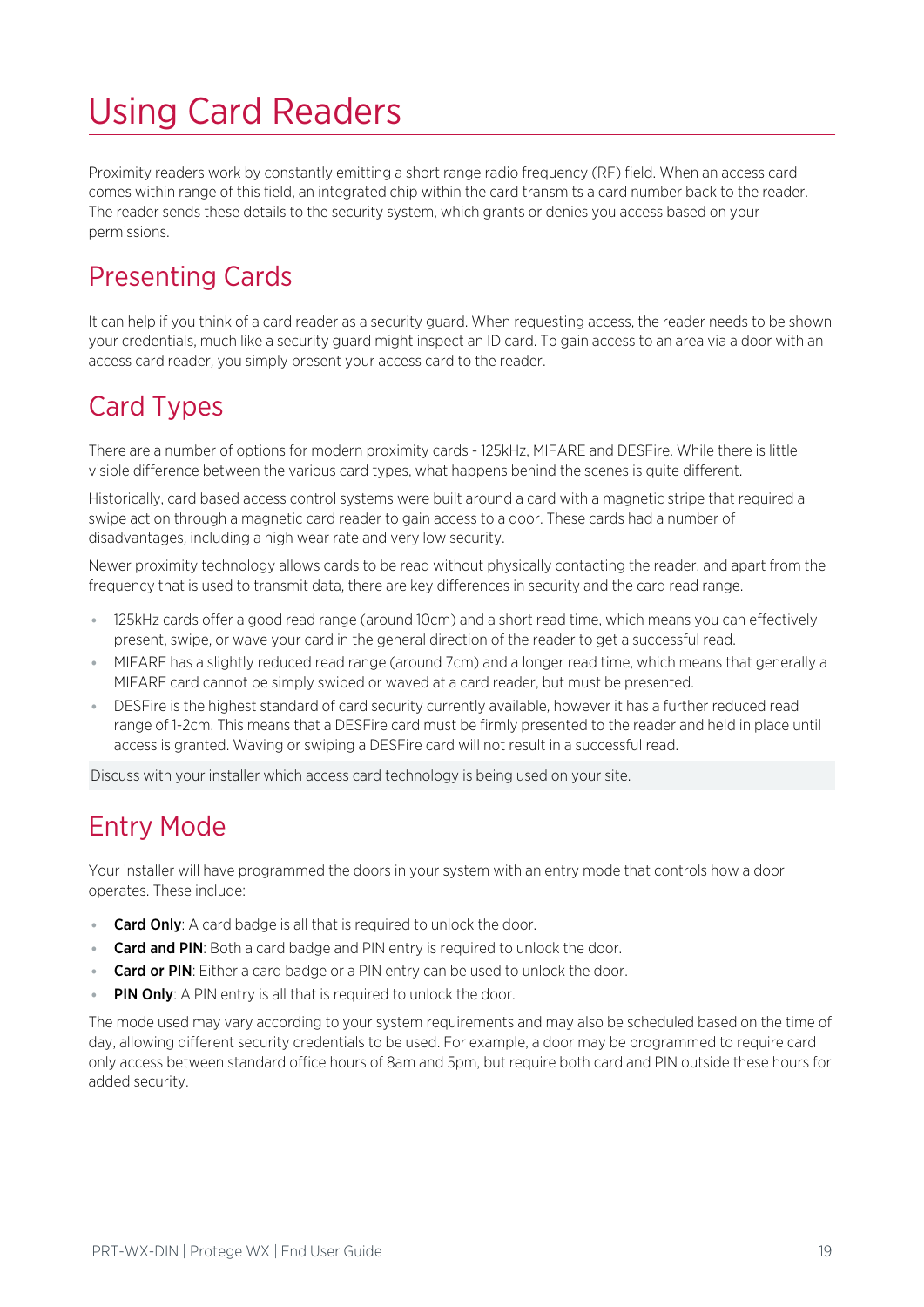# Using Card Readers

Proximity readers work by constantly emitting a short range radio frequency (RF) field. When an access card comes within range of this field, an integrated chip within the card transmits a card number back to the reader. The reader sends these details to the security system, which grants or denies you access based on your permissions.

## Presenting Cards

It can help if you think of a card reader as a security guard. When requesting access, the reader needs to be shown your credentials, much like a security guard might inspect an ID card. To gain access to an area via a door with an access card reader, you simply present your access card to the reader.

## Card Types

There are a number of options for modern proximity cards - 125kHz, MIFARE and DESFire. While there is little visible difference between the various card types, what happens behind the scenes is quite different.

Historically, card based access control systems were built around a card with a magnetic stripe that required a swipe action through a magnetic card reader to gain access to a door. These cards had a number of disadvantages, including a high wear rate and very low security.

Newer proximity technology allows cards to be read without physically contacting the reader, and apart from the frequency that is used to transmit data, there are key differences in security and the card read range.

- 125kHz cards offer a good read range (around 10cm) and a short read time, which means you can effectively present, swipe, or wave your card in the general direction of the reader to get a successful read.
- MIFARE has a slightly reduced read range (around 7cm) and a longer read time, which means that generally a MIFARE card cannot be simply swiped or waved at a card reader, but must be presented.
- DESFire is the highest standard of card security currently available, however it has a further reduced read range of 1-2cm. This means that a DESFire card must be firmly presented to the reader and held in place until access is granted. Waving or swiping a DESFire card will not result in a successful read.

Discuss with your installer which access card technology is being used on your site.

## Entry Mode

Your installer will have programmed the doors in your system with an entry mode that controls how a door operates. These include:

- **Card Only**: A card badge is all that is required to unlock the door.
- **Card and PIN**: Both a card badge and PIN entry is required to unlock the door.
- **Card or PIN**: Either a card badge or a PIN entry can be used to unlock the door.
- **PIN Only**: A PIN entry is all that is required to unlock the door.

The mode used may vary according to your system requirements and may also be scheduled based on the time of day, allowing different security credentials to be used. For example, a door may be programmed to require card only access between standard office hours of 8am and 5pm, but require both card and PIN outside these hours for added security.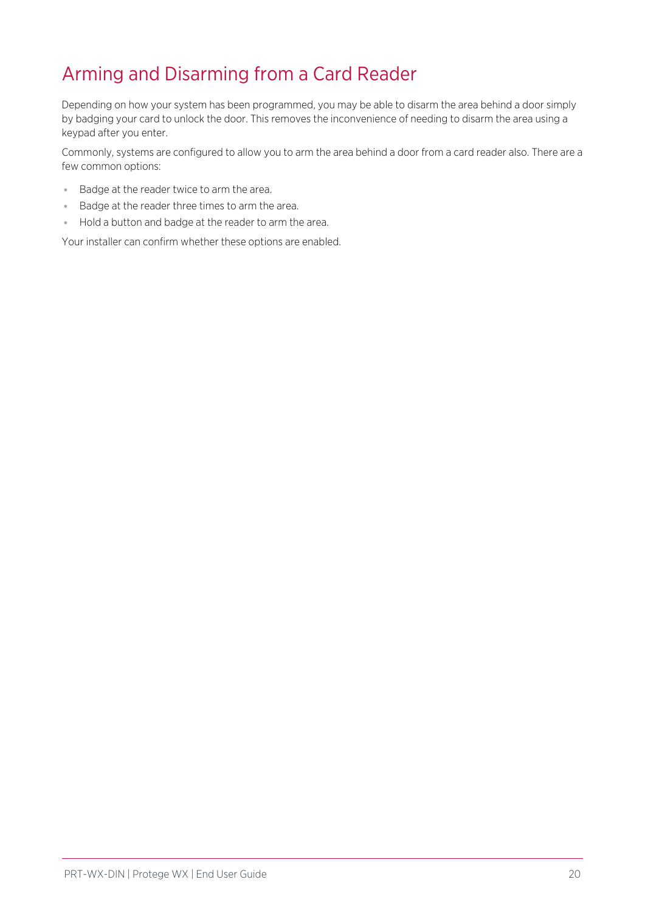# Arming and Disarming from a Card Reader

Depending on how your system has been programmed, you may be able to disarm the area behind a door simply by badging your card to unlock the door. This removes the inconvenience of needing to disarm the area using a keypad after you enter.

Commonly, systems are configured to allow you to arm the area behind a door from a card reader also. There are a few common options:

- Badge at the reader twice to arm the area.
- Badge at the reader three times to arm the area.
- Hold a button and badge at the reader to arm the area.

Your installer can confirm whether these options are enabled.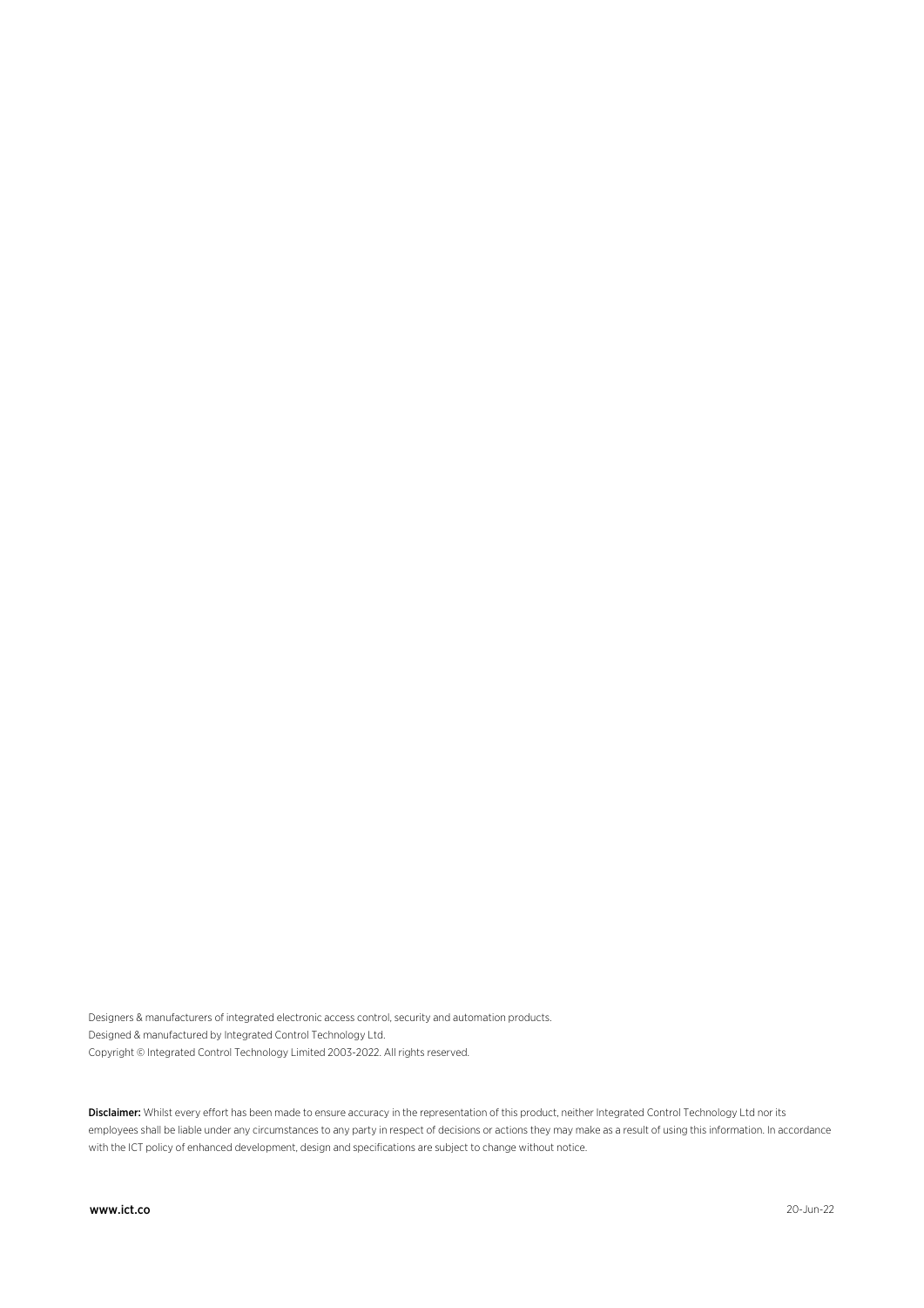Designers & manufacturers of integrated electronic access control, security and automation products.
Designed & manufactured by Integrated Control Technology Ltd.
Copyright © Integrated Control Technology Limited 2003-2022. All rights reserved.

**Disclaimer:** Whilst every effort has been made to ensure accuracy in the representation of this product, neither Integrated Control Technology Ltd nor its employees shall be liable under any circumstances to any party in respect of decisions or actions they may make as a result of using this information. In accordance with the ICT policy of enhanced development, design and specifications are subject to change without notice.

**www.ict.co**

20-Jun-22